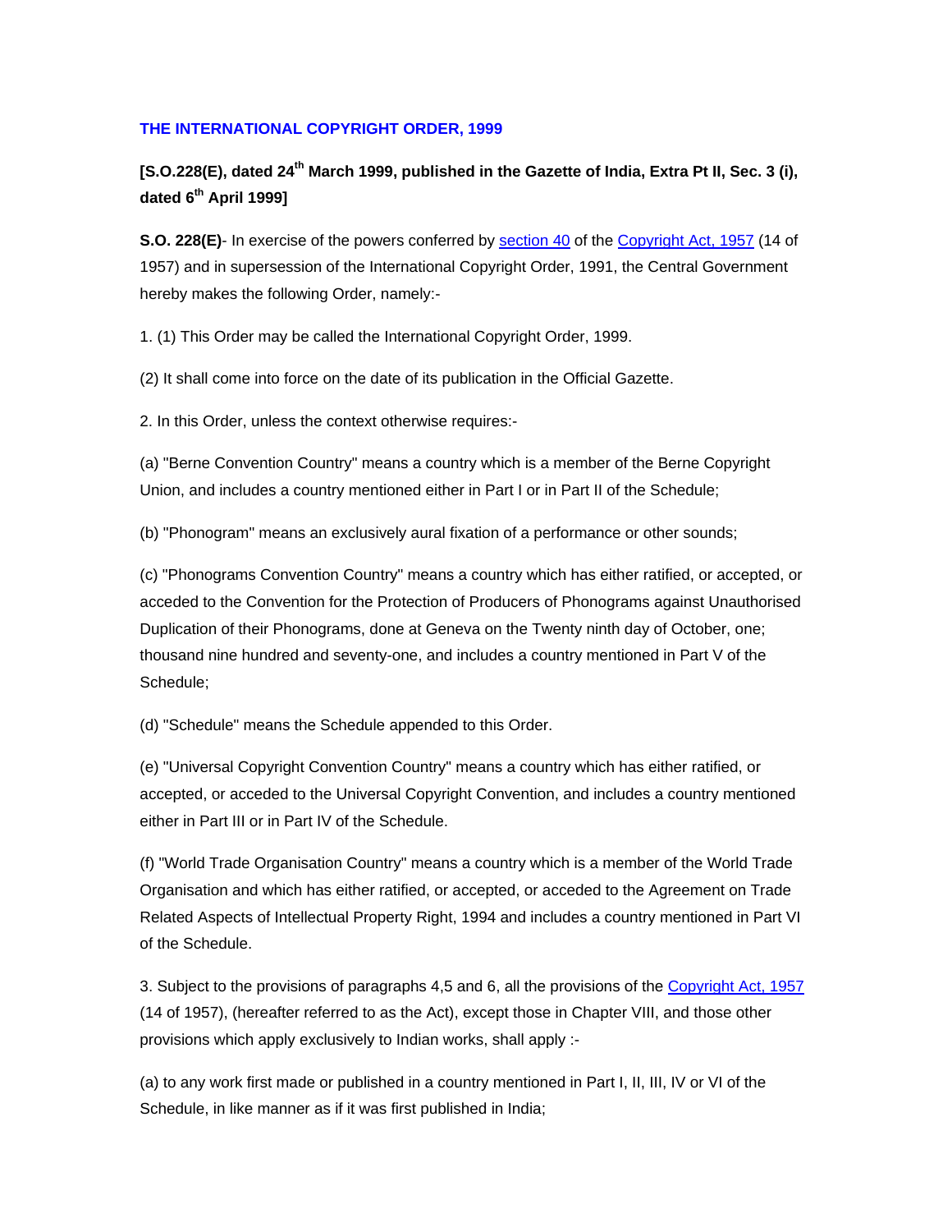# THE INTERNATIONAL COPYRIGHT ORDER, 1999

**[S.O.228(E), dated 24th March 1999, published in the Gazette of India, Extra Pt II, Sec. 3 (i), dated 6th April 1999]**

**S.O. 228(E)**- In exercise of the powers conferred by section 40 of the Copyright Act, 1957 (14 of 1957) and in supersession of the International Copyright Order, 1991, the Central Government hereby makes the following Order, namely:-

1. (1) This Order may be called the International Copyright Order, 1999.

(2) It shall come into force on the date of its publication in the Official Gazette.

2. In this Order, unless the context otherwise requires:-

(a) "Berne Convention Country" means a country which is a member of the Berne Copyright Union, and includes a country mentioned either in Part I or in Part II of the Schedule;

(b) "Phonogram" means an exclusively aural fixation of a performance or other sounds;

(c) "Phonograms Convention Country" means a country which has either ratified, or accepted, or acceded to the Convention for the Protection of Producers of Phonograms against Unauthorised Duplication of their Phonograms, done at Geneva on the Twenty ninth day of October, one; thousand nine hundred and seventy-one, and includes a country mentioned in Part V of the Schedule;

(d) "Schedule" means the Schedule appended to this Order.

(e) "Universal Copyright Convention Country" means a country which has either ratified, or accepted, or acceded to the Universal Copyright Convention, and includes a country mentioned either in Part III or in Part IV of the Schedule.

(f) "World Trade Organisation Country" means a country which is a member of the World Trade Organisation and which has either ratified, or accepted, or acceded to the Agreement on Trade Related Aspects of Intellectual Property Right, 1994 and includes a country mentioned in Part VI of the Schedule.

3. Subject to the provisions of paragraphs 4,5 and 6, all the provisions of the Copyright Act, 1957 (14 of 1957), (hereafter referred to as the Act), except those in Chapter VIII, and those other provisions which apply exclusively to Indian works, shall apply :-

(a) to any work first made or published in a country mentioned in Part I, II, III, IV or VI of the Schedule, in like manner as if it was first published in India;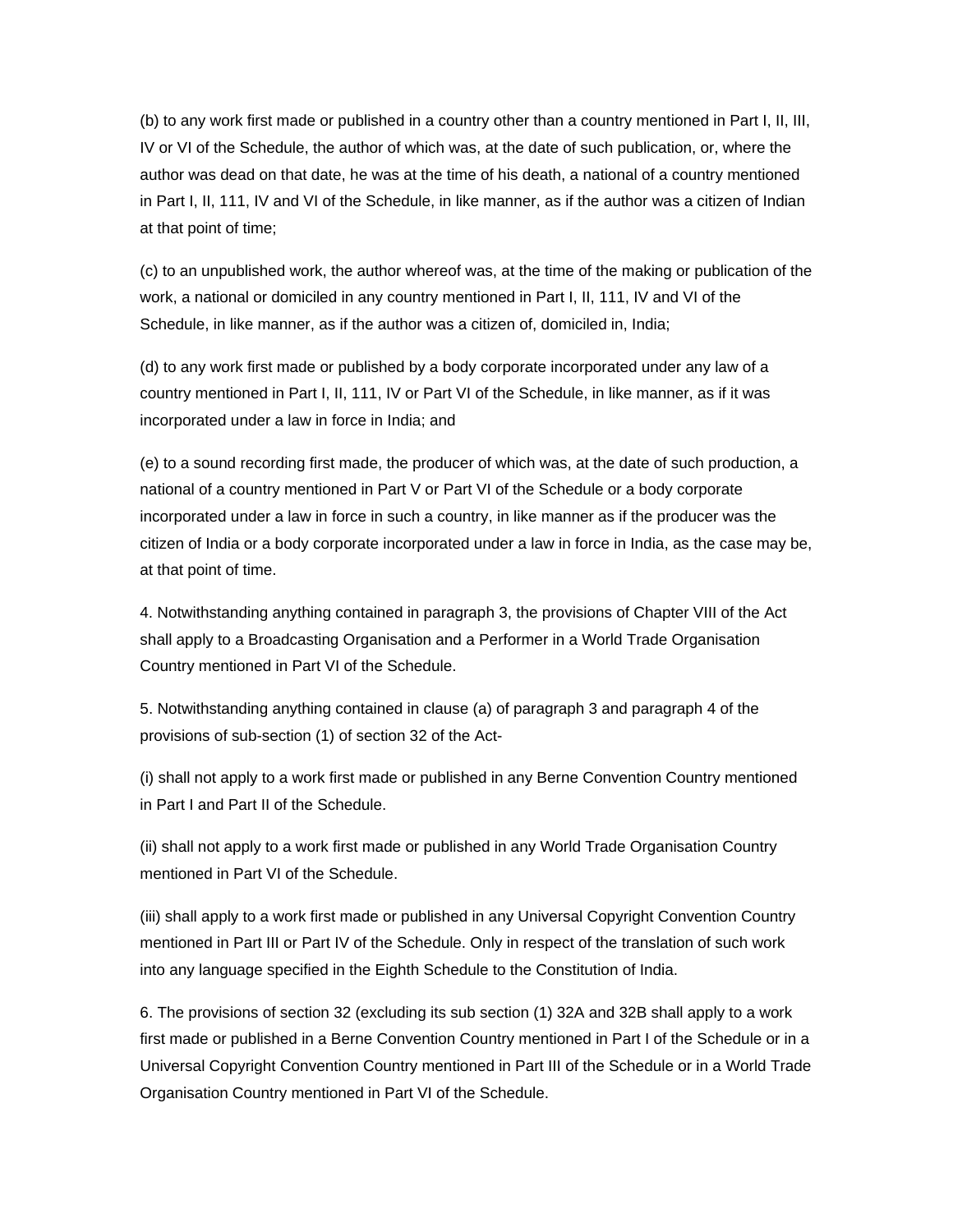(b) to any work first made or published in a country other than a country mentioned in Part I, II, III, IV or VI of the Schedule, the author of which was, at the date of such publication, or, where the author was dead on that date, he was at the time of his death, a national of a country mentioned in Part I, II, 111, IV and VI of the Schedule, in like manner, as if the author was a citizen of Indian at that point of time;

(c) to an unpublished work, the author whereof was, at the time of the making or publication of the work, a national or domiciled in any country mentioned in Part I, II, 111, IV and VI of the Schedule, in like manner, as if the author was a citizen of, domiciled in, India;

(d) to any work first made or published by a body corporate incorporated under any law of a country mentioned in Part I, II, 111, IV or Part VI of the Schedule, in like manner, as if it was incorporated under a law in force in India; and

(e) to a sound recording first made, the producer of which was, at the date of such production, a national of a country mentioned in Part V or Part VI of the Schedule or a body corporate incorporated under a law in force in such a country, in like manner as if the producer was the citizen of India or a body corporate incorporated under a law in force in India, as the case may be, at that point of time.

4. Notwithstanding anything contained in paragraph 3, the provisions of Chapter VIII of the Act shall apply to a Broadcasting Organisation and a Performer in a World Trade Organisation Country mentioned in Part VI of the Schedule.

5. Notwithstanding anything contained in clause (a) of paragraph 3 and paragraph 4 of the provisions of sub-section (1) of section 32 of the Act-

(i) shall not apply to a work first made or published in any Berne Convention Country mentioned in Part I and Part II of the Schedule.

(ii) shall not apply to a work first made or published in any World Trade Organisation Country mentioned in Part VI of the Schedule.

(iii) shall apply to a work first made or published in any Universal Copyright Convention Country mentioned in Part III or Part IV of the Schedule. Only in respect of the translation of such work into any language specified in the Eighth Schedule to the Constitution of India.

6. The provisions of section 32 (excluding its sub section (1) 32A and 32B shall apply to a work first made or published in a Berne Convention Country mentioned in Part I of the Schedule or in a Universal Copyright Convention Country mentioned in Part III of the Schedule or in a World Trade Organisation Country mentioned in Part VI of the Schedule.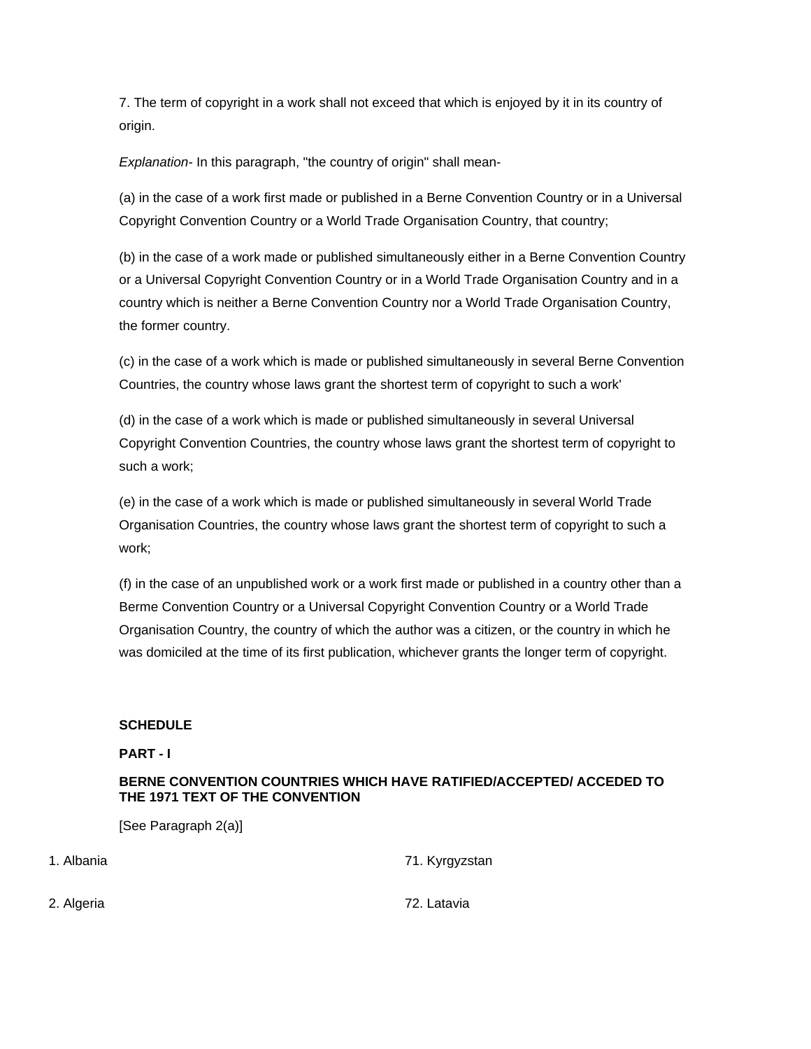7. The term of copyright in a work shall not exceed that which is enjoyed by it in its country of origin.

*Explanation*- In this paragraph, "the country of origin" shall mean-

(a) in the case of a work first made or published in a Berne Convention Country or in a Universal Copyright Convention Country or a World Trade Organisation Country, that country;

(b) in the case of a work made or published simultaneously either in a Berne Convention Country or a Universal Copyright Convention Country or in a World Trade Organisation Country and in a country which is neither a Berne Convention Country nor a World Trade Organisation Country, the former country.

(c) in the case of a work which is made or published simultaneously in several Berne Convention Countries, the country whose laws grant the shortest term of copyright to such a work'

(d) in the case of a work which is made or published simultaneously in several Universal Copyright Convention Countries, the country whose laws grant the shortest term of copyright to such a work;

(e) in the case of a work which is made or published simultaneously in several World Trade Organisation Countries, the country whose laws grant the shortest term of copyright to such a work;

(f) in the case of an unpublished work or a work first made or published in a country other than a Berme Convention Country or a Universal Copyright Convention Country or a World Trade Organisation Country, the country of which the author was a citizen, or the country in which he was domiciled at the time of its first publication, whichever grants the longer term of copyright.

**SCHEDULE**

**PART - I**

**BERNE CONVENTION COUNTRIES WHICH HAVE RATIFIED/ACCEPTED/ ACCEDED TO THE 1971 TEXT OF THE CONVENTION**

[See Paragraph 2(a)]

1. Albania
2. Algeria

71. Kyrgyzstan
72. Latavia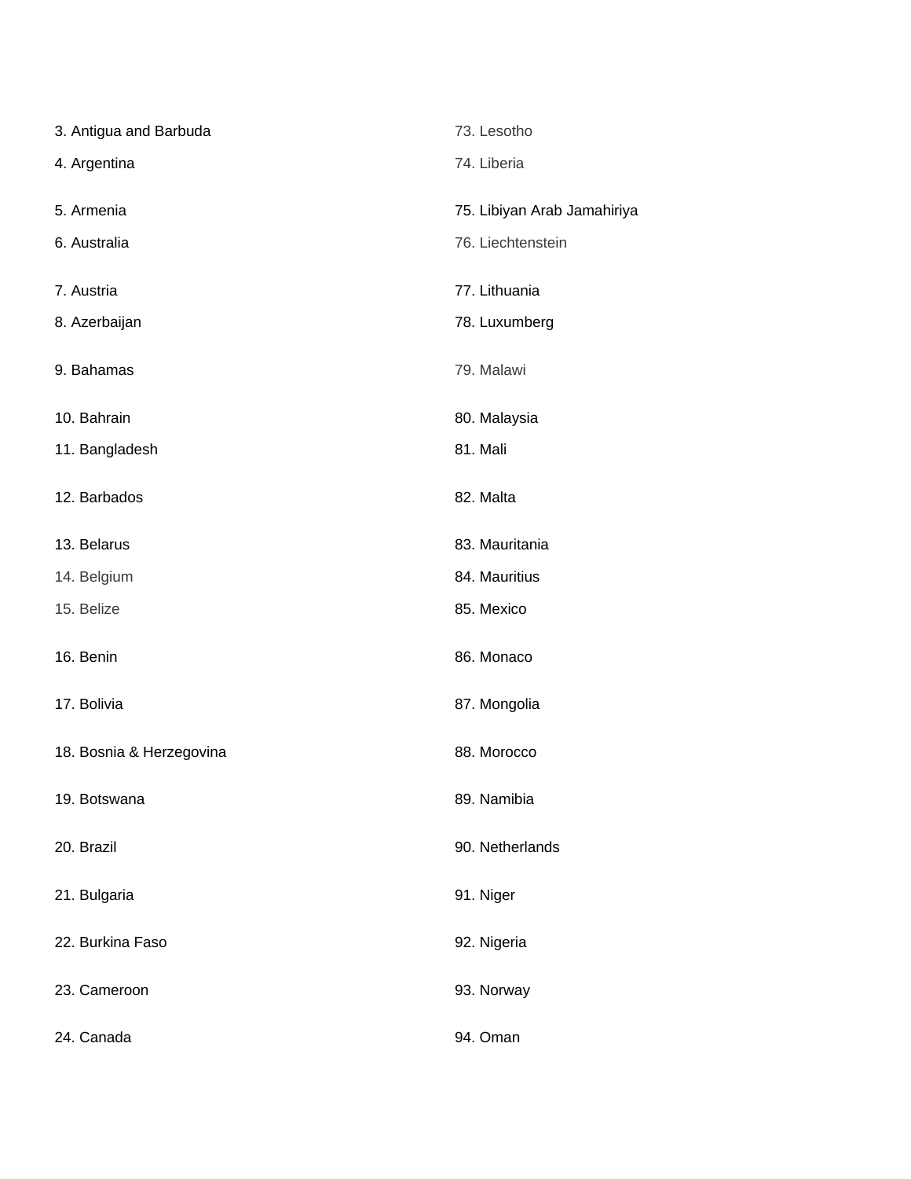3. Antigua and Barbuda

4. Argentina

5. Armenia

6. Australia

7. Austria

8. Azerbaijan

9. Bahamas

10. Bahrain

11. Bangladesh

12. Barbados

13. Belarus

14. Belgium

15. Belize

16. Benin

17. Bolivia

18. Bosnia & Herzegovina

19. Botswana

20. Brazil

21. Bulgaria

22. Burkina Faso

23. Cameroon

24. Canada

73. Lesotho

74. Liberia

75. Libiyan Arab Jamahiriya

76. Liechtenstein

77. Lithuania

78. Luxumberg

79. Malawi

80. Malaysia

81. Mali

82. Malta

83. Mauritania

84. Mauritius

85. Mexico

86. Monaco

87. Mongolia

88. Morocco

89. Namibia

90. Netherlands

91. Niger

92. Nigeria

93. Norway

94. Oman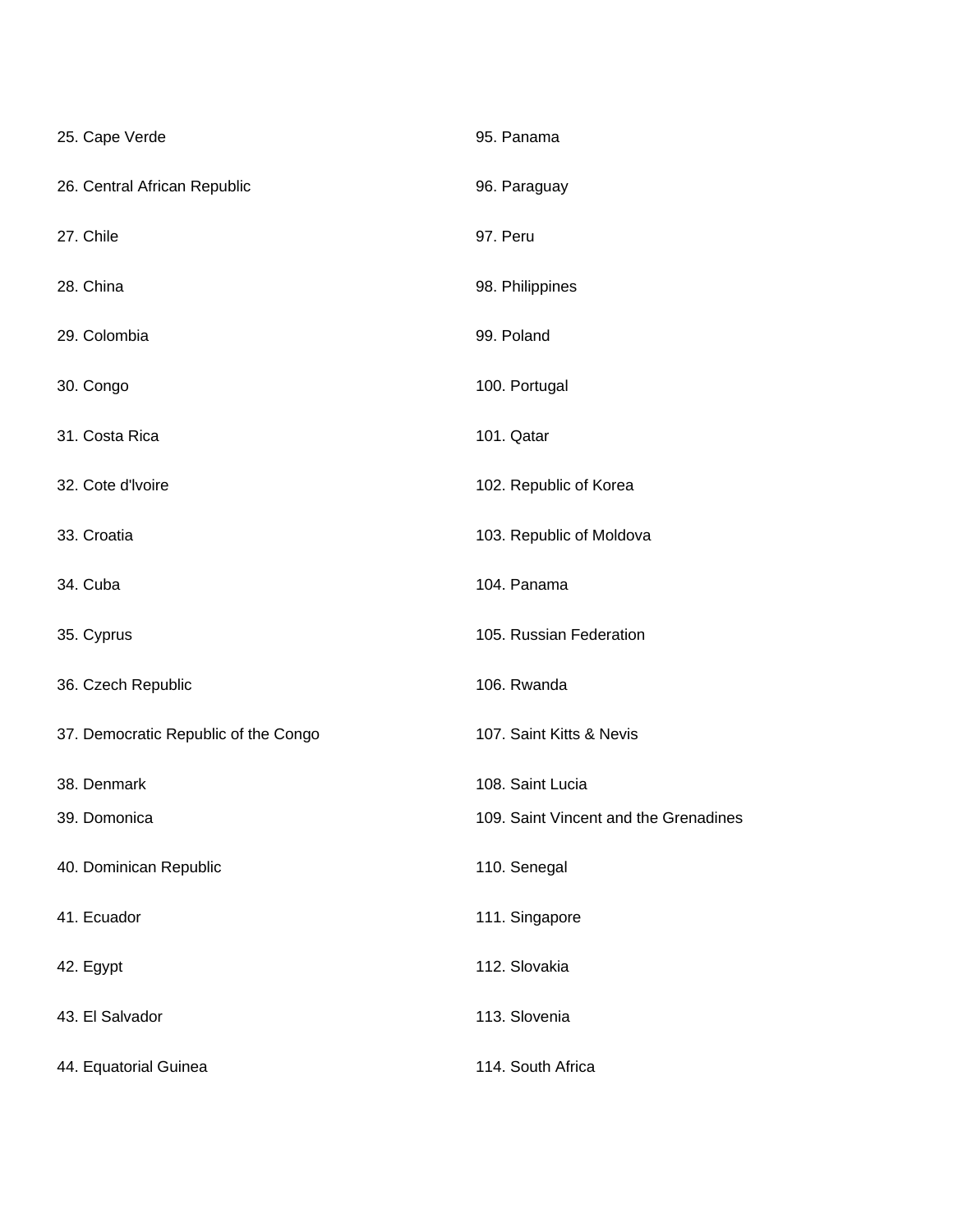25. Cape Verde
26. Central African Republic
27. Chile
28. China
29. Colombia
30. Congo
31. Costa Rica
32. Cote d'lvoire
33. Croatia
34. Cuba
35. Cyprus
36. Czech Republic
37. Democratic Republic of the Congo
38. Denmark
39. Domonica
40. Dominican Republic
41. Ecuador
42. Egypt
43. El Salvador
44. Equatorial Guinea

95. Panama
96. Paraguay
97. Peru
98. Philippines
99. Poland
100. Portugal
101. Qatar
102. Republic of Korea
103. Republic of Moldova
104. Panama
105. Russian Federation
106. Rwanda
107. Saint Kitts & Nevis
108. Saint Lucia
109. Saint Vincent and the Grenadines
110. Senegal
111. Singapore
112. Slovakia
113. Slovenia
114. South Africa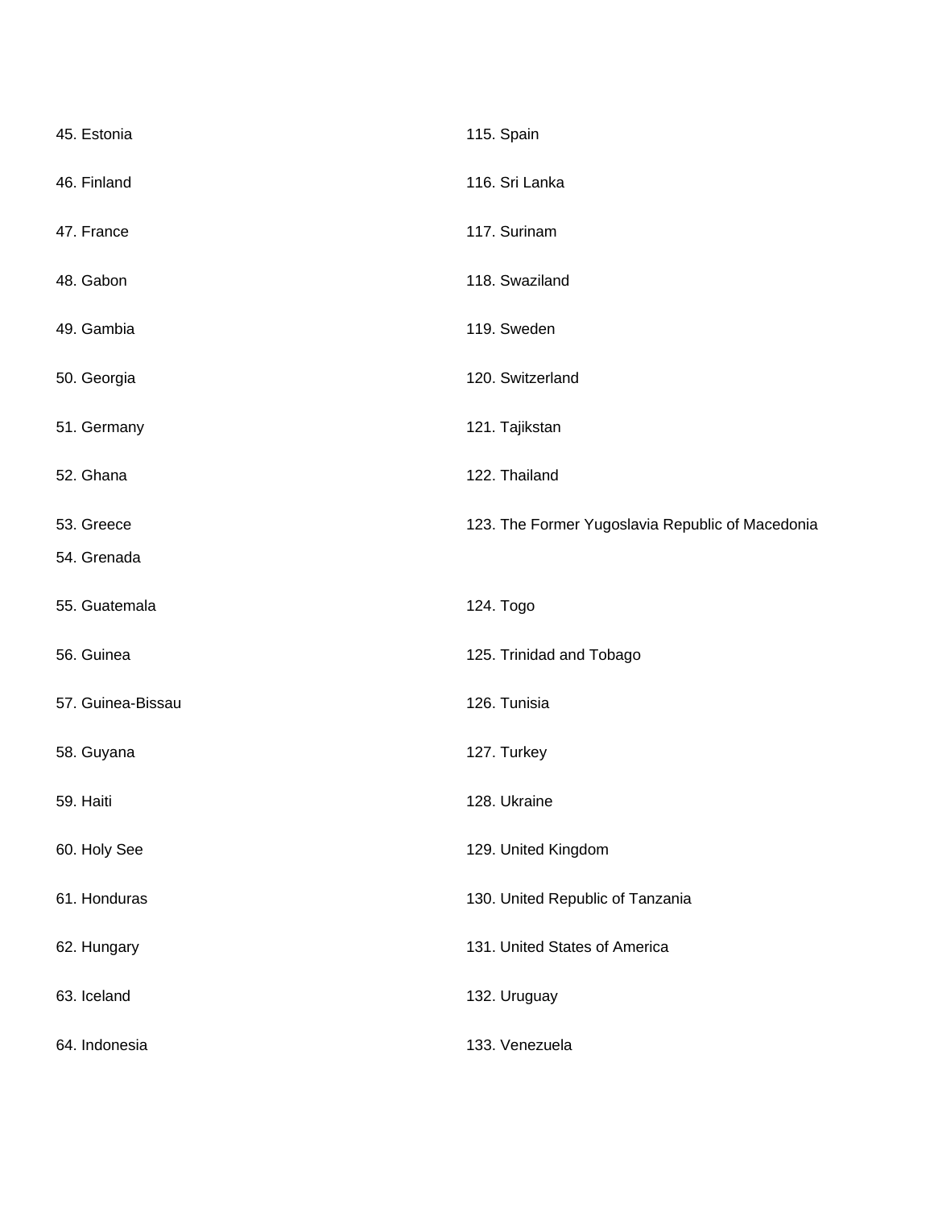45. Estonia
46. Finland
47. France
48. Gabon
49. Gambia
50. Georgia
51. Germany
52. Ghana
53. Greece
54. Grenada
55. Guatemala
56. Guinea
57. Guinea-Bissau
58. Guyana
59. Haiti
60. Holy See
61. Honduras
62. Hungary
63. Iceland
64. Indonesia

115. Spain
116. Sri Lanka
117. Surinam
118. Swaziland
119. Sweden
120. Switzerland
121. Tajikstan
122. Thailand
123. The Former Yugoslavia Republic of Macedonia
124. Togo
125. Trinidad and Tobago
126. Tunisia
127. Turkey
128. Ukraine
129. United Kingdom
130. United Republic of Tanzania
131. United States of America
132. Uruguay
133. Venezuela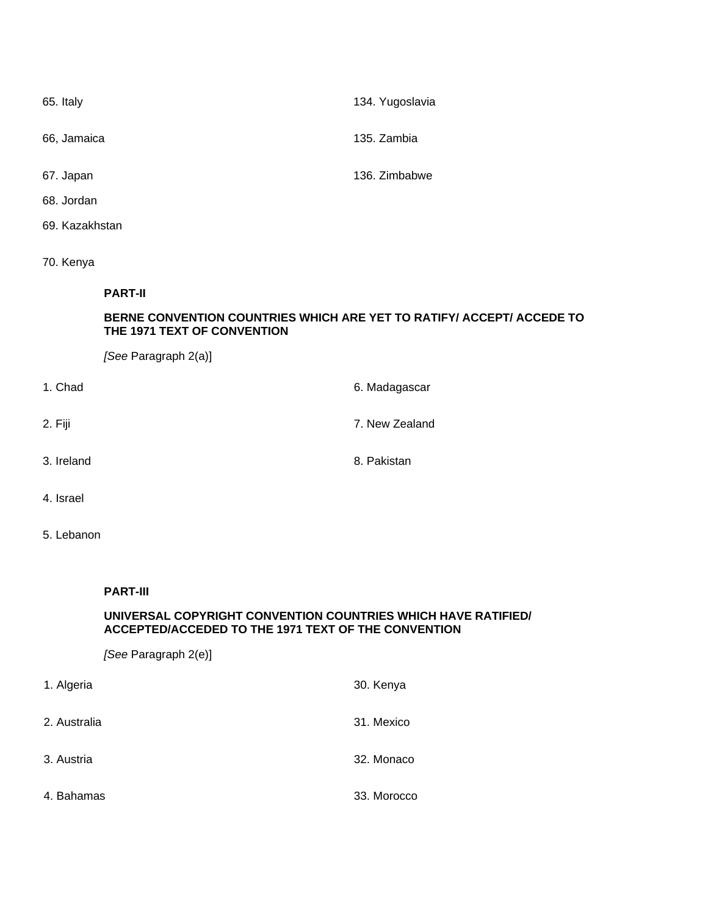65. Italy

66, Jamaica

67. Japan

68. Jordan

69. Kazakhstan

70. Kenya

134. Yugoslavia

135. Zambia

136. Zimbabwe

**PART-II**

**BERNE CONVENTION COUNTRIES WHICH ARE YET TO RATIFY/ ACCEPT/ ACCEDE TO THE 1971 TEXT OF CONVENTION**

*[See* Paragraph 2(a)]

1. Chad

2. Fiji

3. Ireland

4. Israel

5. Lebanon

6. Madagascar

7. New Zealand

8. Pakistan

**PART-III**

**UNIVERSAL COPYRIGHT CONVENTION COUNTRIES WHICH HAVE RATIFIED/ ACCEPTED/ACCEDED TO THE 1971 TEXT OF THE CONVENTION**

*[See* Paragraph 2(e)]

1. Algeria

2. Australia

3. Austria

4. Bahamas

30. Kenya

31. Mexico

32. Monaco

33. Morocco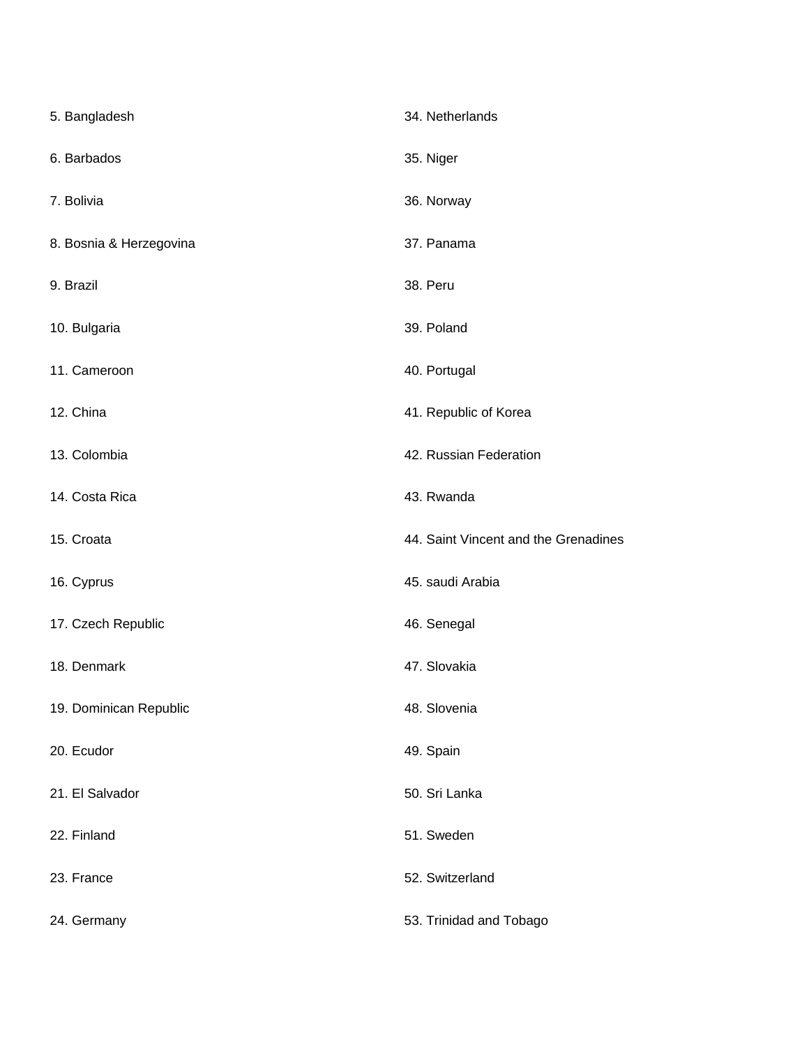5. Bangladesh
6. Barbados
7. Bolivia
8. Bosnia & Herzegovina
9. Brazil
10. Bulgaria
11. Cameroon
12. China
13. Colombia
14. Costa Rica
15. Croata
16. Cyprus
17. Czech Republic
18. Denmark
19. Dominican Republic
20. Ecudor
21. El Salvador
22. Finland
23. France
24. Germany
34. Netherlands
35. Niger
36. Norway
37. Panama
38. Peru
39. Poland
40. Portugal
41. Republic of Korea
42. Russian Federation
43. Rwanda
44. Saint Vincent and the Grenadines
45. saudi Arabia
46. Senegal
47. Slovakia
48. Slovenia
49. Spain
50. Sri Lanka
51. Sweden
52. Switzerland
53. Trinidad and Tobago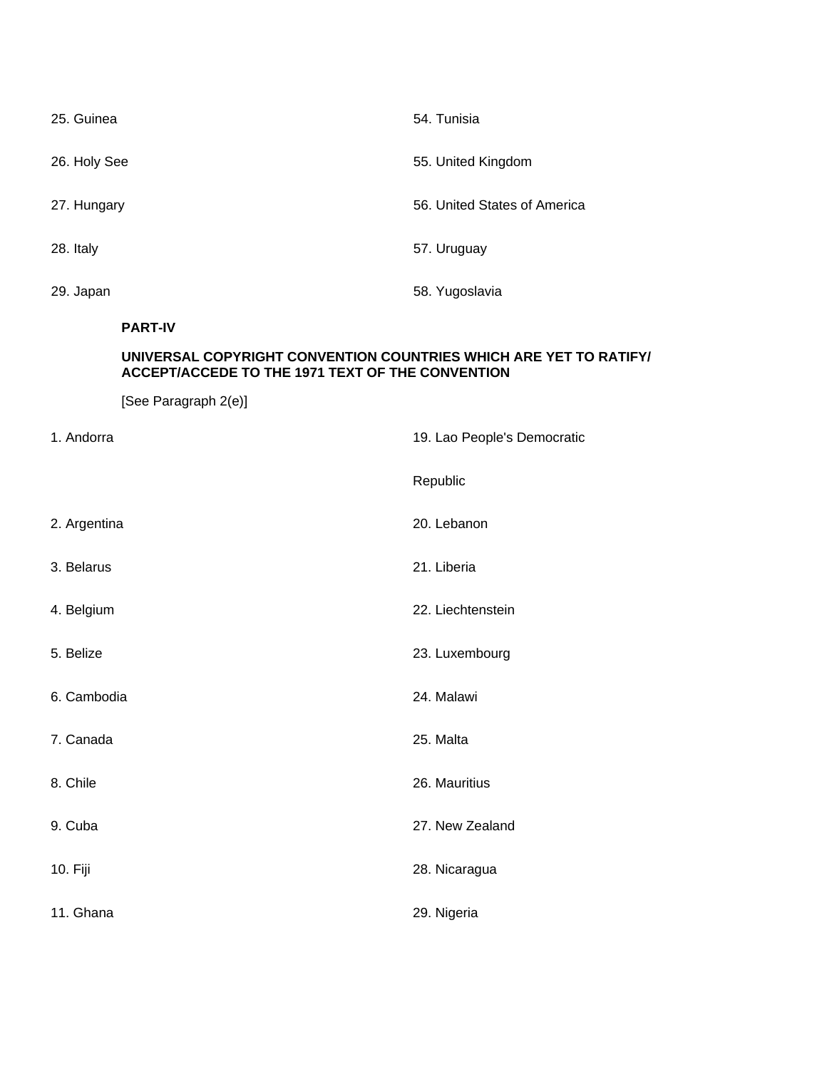25. Guinea
26. Holy See
27. Hungary
28. Italy
29. Japan
54. Tunisia
55. United Kingdom
56. United States of America
57. Uruguay
58. Yugoslavia

**PART-IV**

**UNIVERSAL COPYRIGHT CONVENTION COUNTRIES WHICH ARE YET TO RATIFY/ ACCEPT/ACCEDE TO THE 1971 TEXT OF THE CONVENTION**

[See Paragraph 2(e)]

1. Andorra
2. Argentina
3. Belarus
4. Belgium
5. Belize
6. Cambodia
7. Canada
8. Chile
9. Cuba
10. Fiji
11. Ghana
19. Lao People's Democratic Republic
20. Lebanon
21. Liberia
22. Liechtenstein
23. Luxembourg
24. Malawi
25. Malta
26. Mauritius
27. New Zealand
28. Nicaragua
29. Nigeria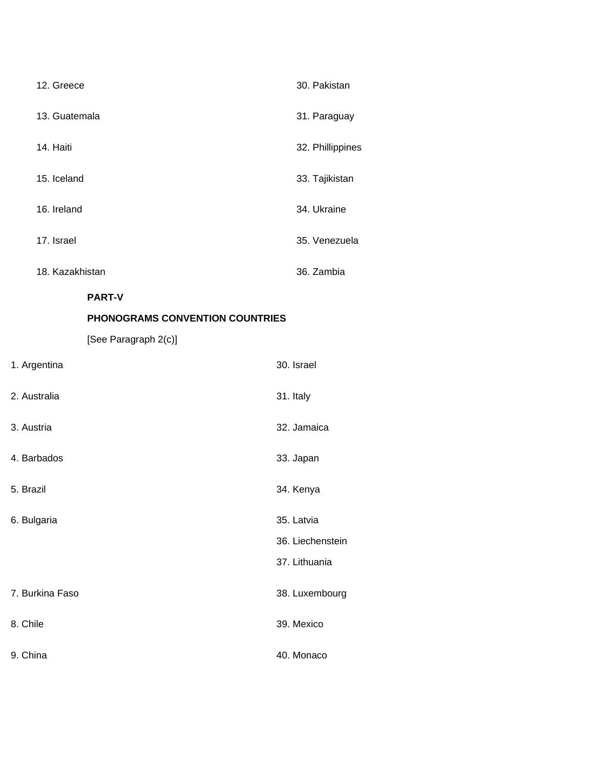12. Greece
13. Guatemala
14. Haiti
15. Iceland
16. Ireland
17. Israel
18. Kazakhistan
30. Pakistan
31. Paraguay
32. Phillippines
33. Tajikistan
34. Ukraine
35. Venezuela
36. Zambia

**PART-V**

**PHONOGRAMS CONVENTION COUNTRIES**

[See Paragraph 2(c)]

1. Argentina
2. Australia
3. Austria
4. Barbados
5. Brazil
6. Bulgaria
7. Burkina Faso
8. Chile
9. China
30. Israel
31. Italy
32. Jamaica
33. Japan
34. Kenya
35. Latvia
36. Liechenstein
37. Lithuania
38. Luxembourg
39. Mexico
40. Monaco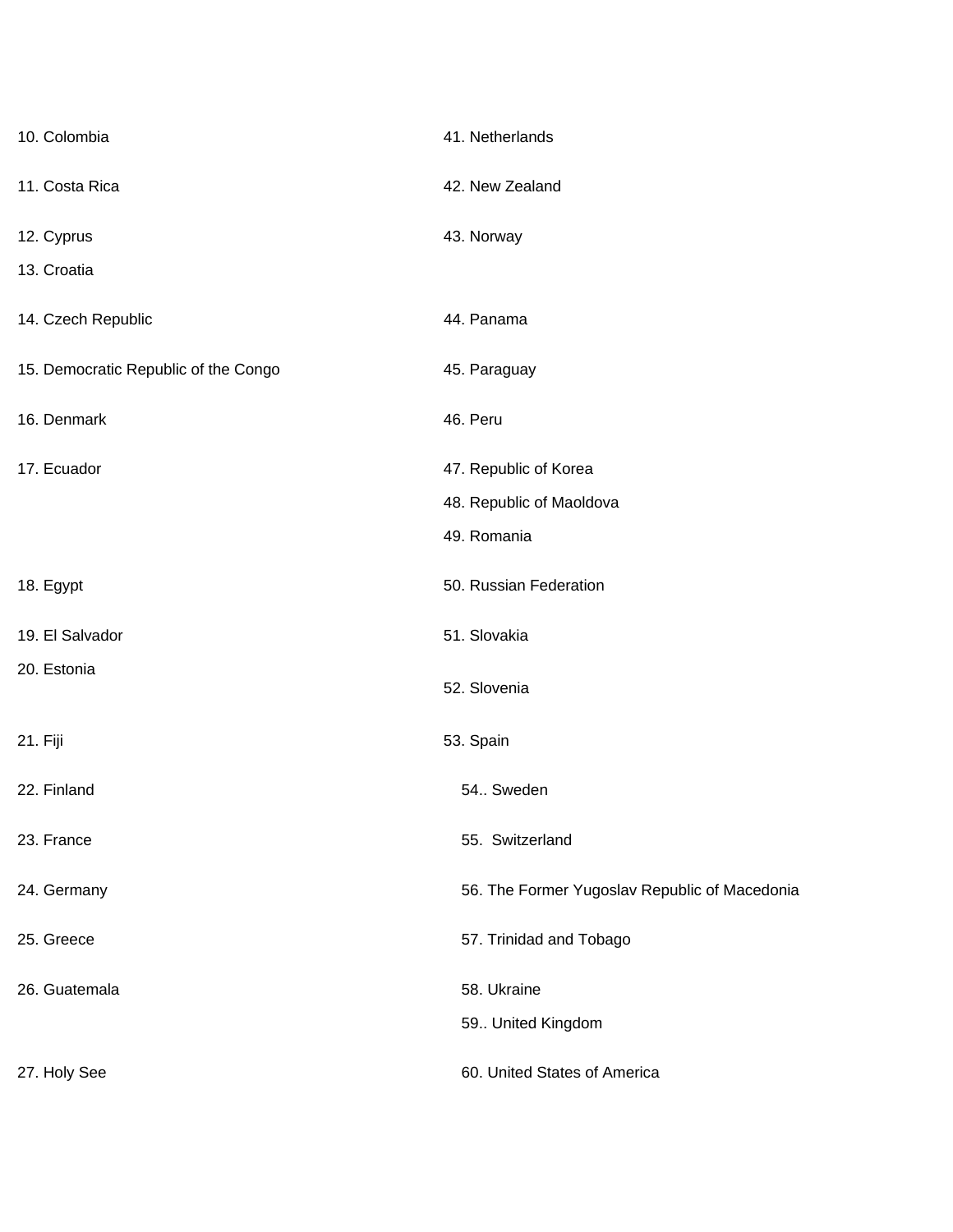10. Colombia

11. Costa Rica

12. Cyprus

13. Croatia

14. Czech Republic

15. Democratic Republic of the Congo

16. Denmark

17. Ecuador

18. Egypt

19. El Salvador

20. Estonia

21. Fiji

22. Finland

23. France

24. Germany

25. Greece

26. Guatemala

27. Holy See

41. Netherlands

42. New Zealand

43. Norway

44. Panama

45. Paraguay

46. Peru

47. Republic of Korea

48. Republic of Maoldova

49. Romania

50. Russian Federation

51. Slovakia

52. Slovenia

53. Spain

54.. Sweden

55. Switzerland

56. The Former Yugoslav Republic of Macedonia

57. Trinidad and Tobago

58. Ukraine

59.. United Kingdom

60. United States of America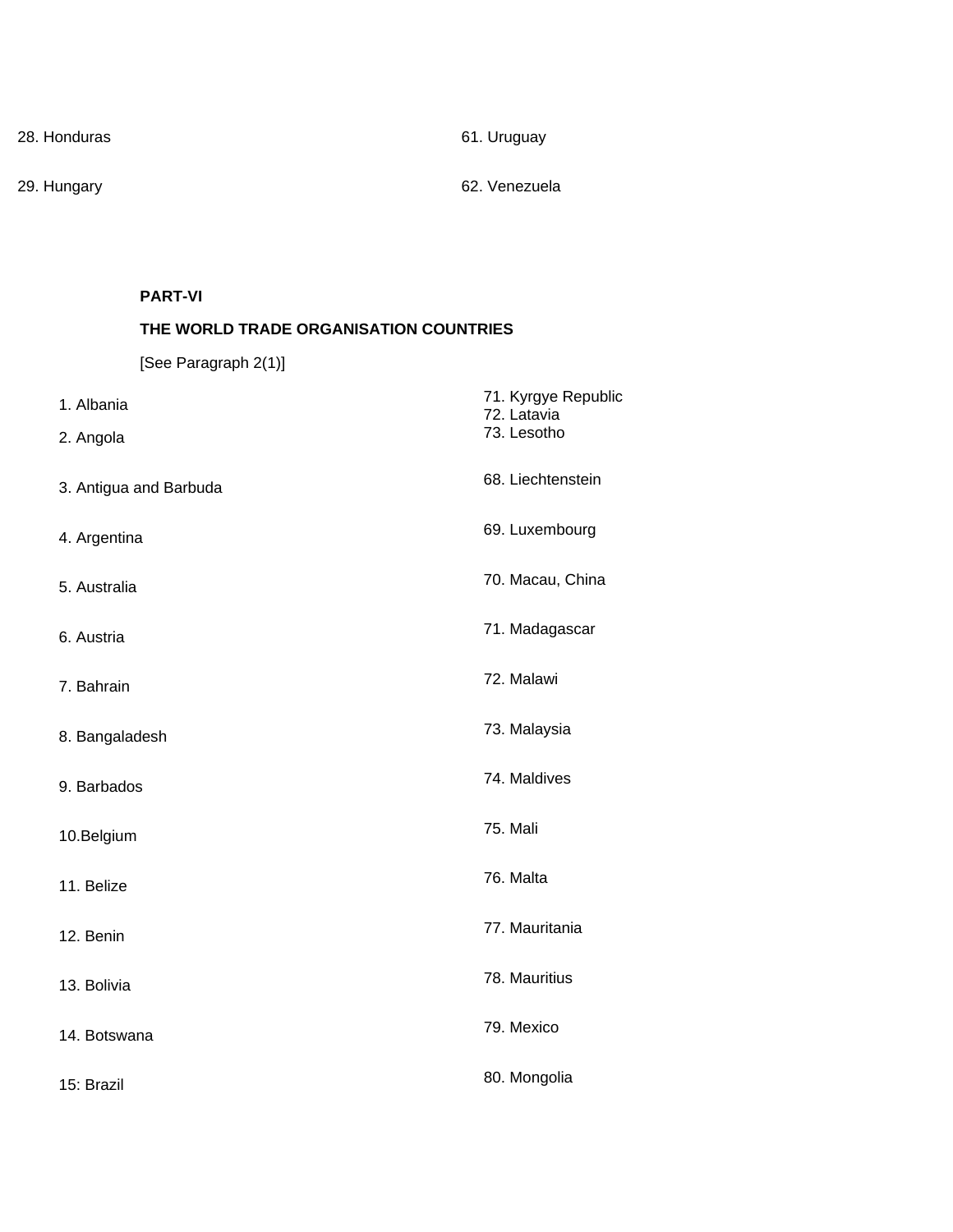28. Honduras

29. Hungary

61. Uruguay

62. Venezuela

**PART-VI**

**THE WORLD TRADE ORGANISATION COUNTRIES**

[See Paragraph 2(1)]

1. Albania
2. Angola
3. Antigua and Barbuda
4. Argentina
5. Australia
6. Austria
7. Bahrain
8. Bangaladesh
9. Barbados

10.Belgium

11. Belize
12. Benin
13. Bolivia
14. Botswana

15: Brazil

71. Kyrgye Republic
72. Latavia
73. Lesotho

68. Liechtenstein

69. Luxembourg

70. Macau, China

71. Madagascar

72. Malawi

73. Malaysia

74. Maldives

75. Mali

76. Malta

77. Mauritania

78. Mauritius

79. Mexico

80. Mongolia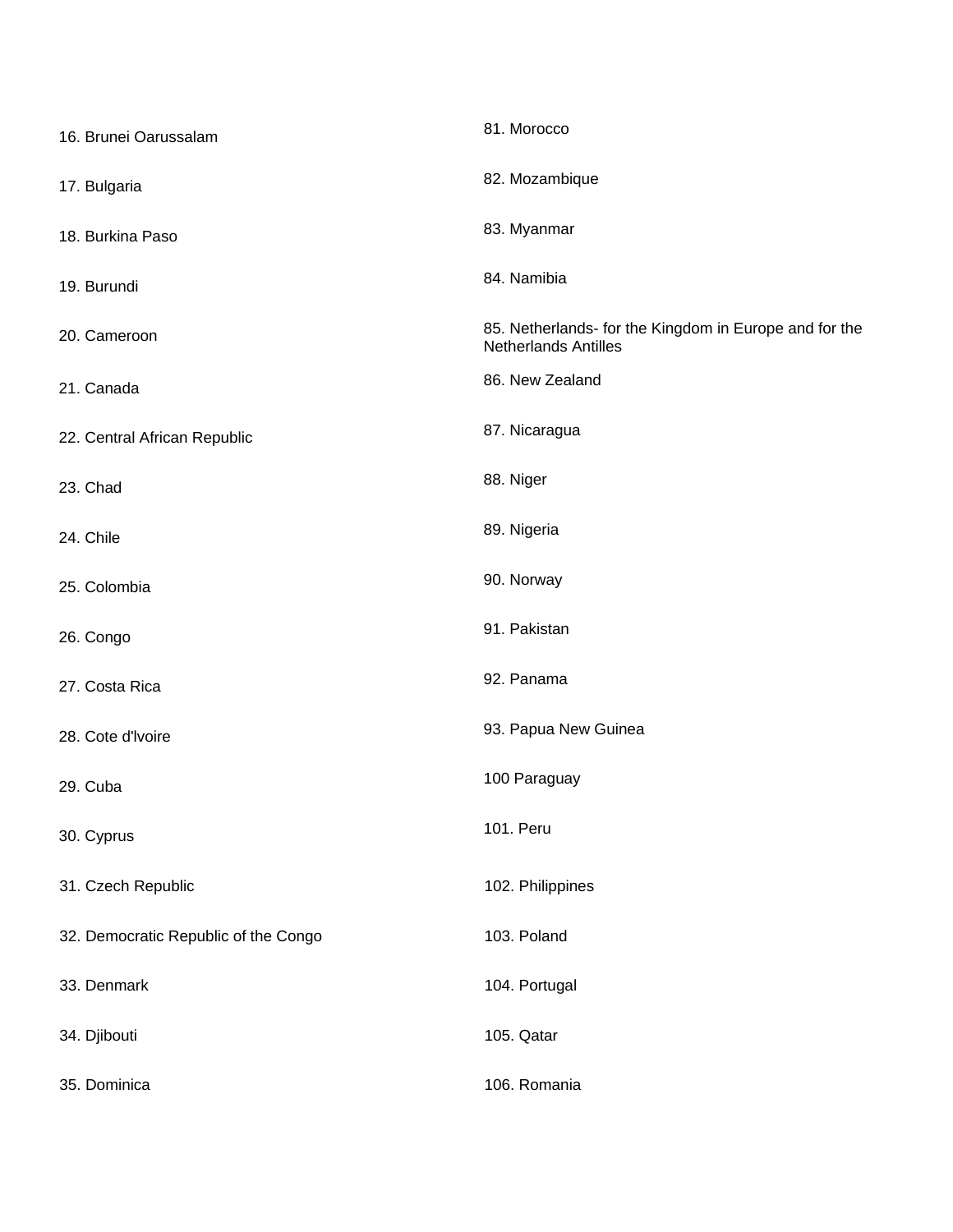16. Brunei Oarussalam

17. Bulgaria

18. Burkina Paso

19. Burundi

20. Cameroon

21. Canada

22. Central African Republic

23. Chad

24. Chile

25. Colombia

26. Congo

27. Costa Rica

28. Cote d'lvoire

29. Cuba

30. Cyprus

31. Czech Republic

32. Democratic Republic of the Congo

33. Denmark

34. Djibouti

35. Dominica

81. Morocco

82. Mozambique

83. Myanmar

84. Namibia

85. Netherlands- for the Kingdom in Europe and for the Netherlands Antilles

86. New Zealand

87. Nicaragua

88. Niger

89. Nigeria

90. Norway

91. Pakistan

92. Panama

93. Papua New Guinea

100 Paraguay

101. Peru

102. Philippines

103. Poland

104. Portugal

105. Qatar

106. Romania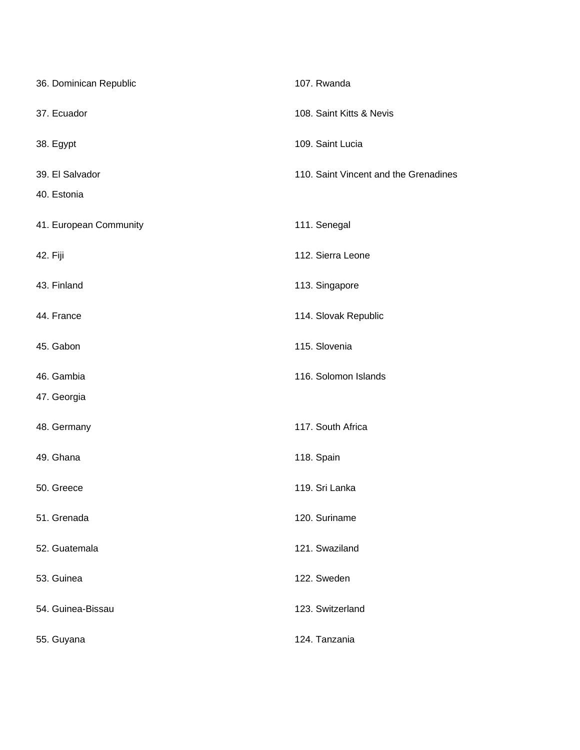36. Dominican Republic
37. Ecuador
38. Egypt
39. El Salvador
40. Estonia
41. European Community
42. Fiji
43. Finland
44. France
45. Gabon
46. Gambia
47. Georgia
48. Germany
49. Ghana
50. Greece
51. Grenada
52. Guatemala
53. Guinea
54. Guinea-Bissau
55. Guyana

107. Rwanda
108. Saint Kitts & Nevis
109. Saint Lucia
110. Saint Vincent and the Grenadines
111. Senegal
112. Sierra Leone
113. Singapore
114. Slovak Republic
115. Slovenia
116. Solomon Islands
117. South Africa
118. Spain
119. Sri Lanka
120. Suriname
121. Swaziland
122. Sweden
123. Switzerland
124. Tanzania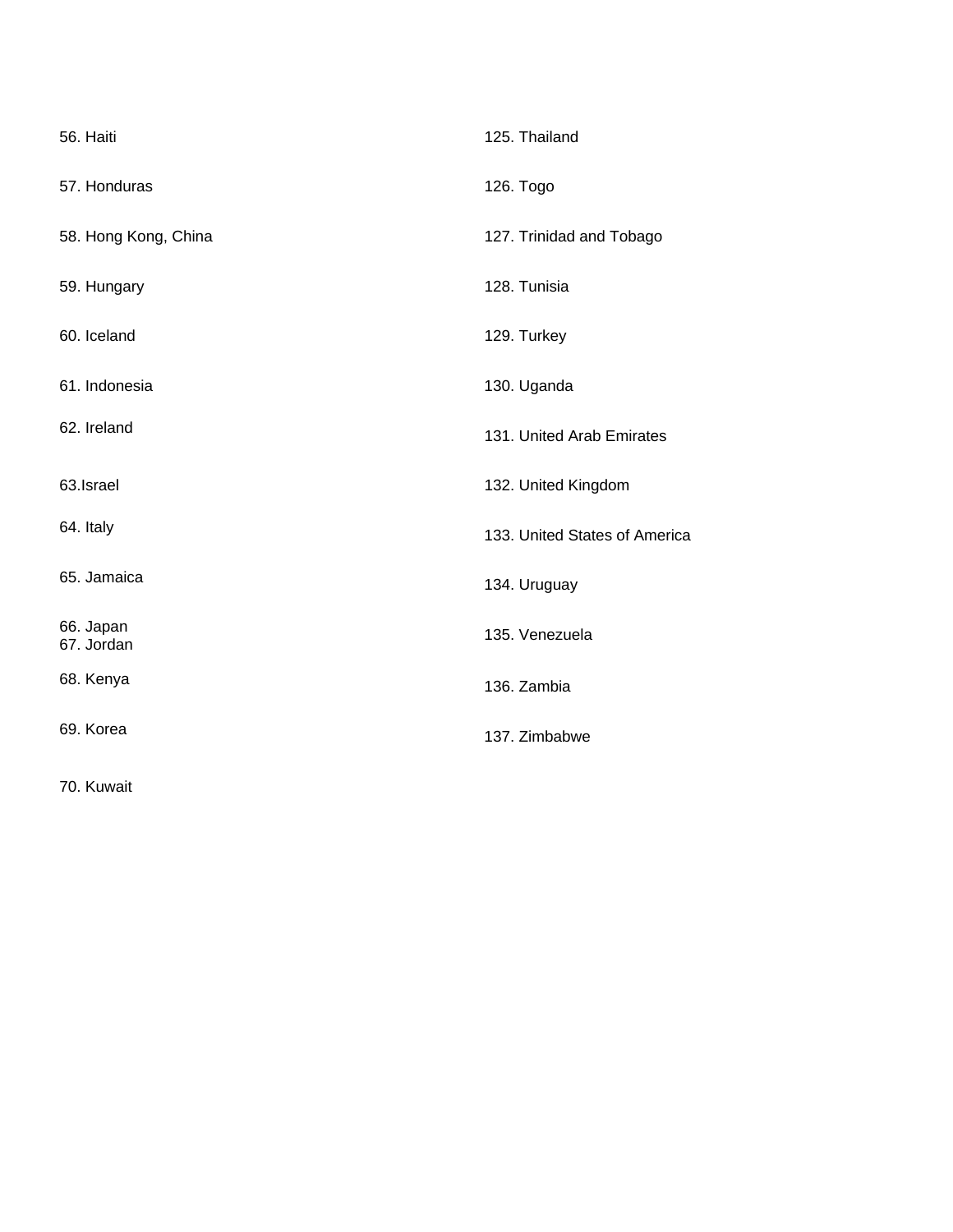56. Haiti

57. Honduras

58. Hong Kong, China

59. Hungary

60. Iceland

61. Indonesia

62. Ireland

63.Israel

64. Italy

65. Jamaica

66. Japan

67. Jordan

68. Kenya

69. Korea

70. Kuwait

125. Thailand

126. Togo

127. Trinidad and Tobago

128. Tunisia

129. Turkey

130. Uganda

131. United Arab Emirates

132. United Kingdom

133. United States of America

134. Uruguay

135. Venezuela

136. Zambia

137. Zimbabwe